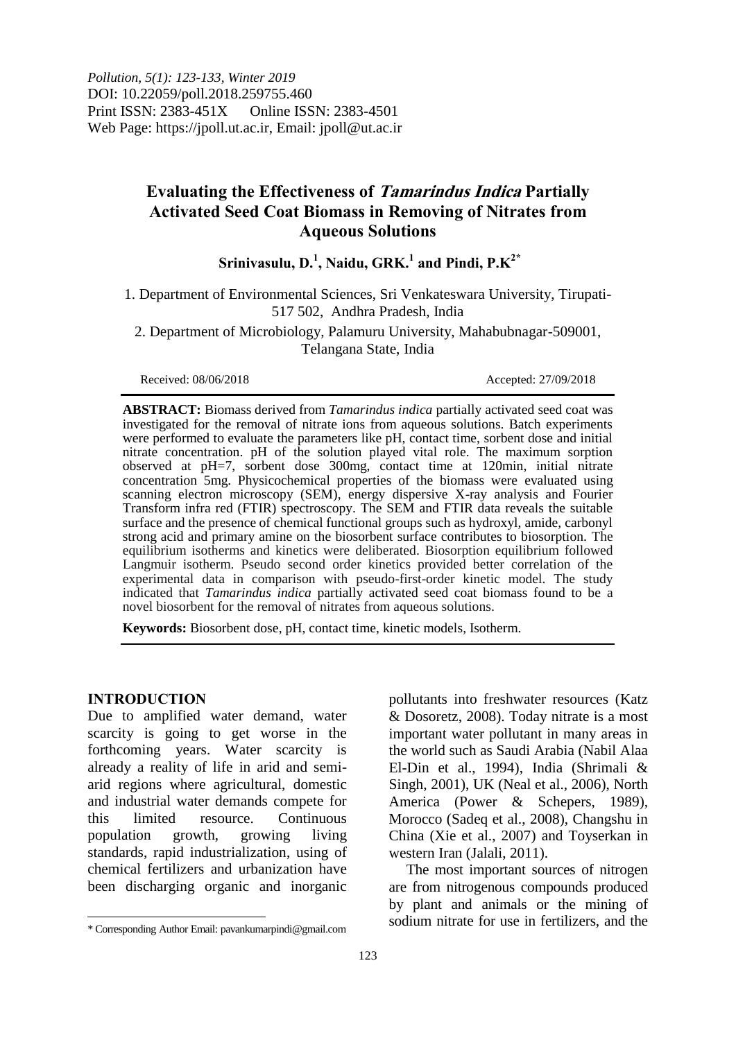Pollution, 5(1): 123-133, Winter 2019
DOI: 10.22059/poll.2018.259755.460
Print ISSN: 2383-451X Online ISSN: 2383-4501
Web Page: https://jpoll.ut.ac.ir, Email: jpoll@ut.ac.ir

# Evaluating the Effectiveness of *Tamarindus Indica* Partially Activated Seed Coat Biomass in Removing of Nitrates from Aqueous Solutions

**Srinivasulu, D.[1], Naidu, GRK.[1] and Pindi, P.K[2*]**

1. Department of Environmental Sciences, Sri Venkateswara University, Tirupati-517 502, Andhra Pradesh, India

2. Department of Microbiology, Palamuru University, Mahabubnagar-509001, Telangana State, India

Received: 08/06/2018 Accepted: 27/09/2018

**ABSTRACT:** Biomass derived from *Tamarindus indica* partially activated seed coat was investigated for the removal of nitrate ions from aqueous solutions. Batch experiments were performed to evaluate the parameters like pH, contact time, sorbent dose and initial nitrate concentration. pH of the solution played vital role. The maximum sorption observed at pH=7, sorbent dose 300mg, contact time at 120min, initial nitrate concentration 5mg. Physicochemical properties of the biomass were evaluated using scanning electron microscopy (SEM), energy dispersive X-ray analysis and Fourier Transform infra red (FTIR) spectroscopy. The SEM and FTIR data reveals the suitable surface and the presence of chemical functional groups such as hydroxyl, amide, carbonyl strong acid and primary amine on the biosorbent surface contributes to biosorption. The equilibrium isotherms and kinetics were deliberated. Biosorption equilibrium followed Langmuir isotherm. Pseudo second order kinetics provided better correlation of the experimental data in comparison with pseudo-first-order kinetic model. The study indicated that *Tamarindus indica* partially activated seed coat biomass found to be a novel biosorbent for the removal of nitrates from aqueous solutions.

**Keywords:** Biosorbent dose, pH, contact time, kinetic models, Isotherm.

## INTRODUCTION

Due to amplified water demand, water scarcity is going to get worse in the forthcoming years. Water scarcity is already a reality of life in arid and semi-arid regions where agricultural, domestic and industrial water demands compete for this limited resource. Continuous population growth, growing living standards, rapid industrialization, using of chemical fertilizers and urbanization have been discharging organic and inorganic pollutants into freshwater resources (Katz & Dosoretz, 2008). Today nitrate is a most important water pollutant in many areas in the world such as Saudi Arabia (Nabil Alaa El-Din et al., 1994), India (Shrimali & Singh, 2001), UK (Neal et al., 2006), North America (Power & Schepers, 1989), Morocco (Sadeq et al., 2008), Changshu in China (Xie et al., 2007) and Toyserkan in western Iran (Jalali, 2011).

The most important sources of nitrogen are from nitrogenous compounds produced by plant and animals or the mining of sodium nitrate for use in fertilizers, and the

\* Corresponding Author Email: pavankumarpindi@gmail.com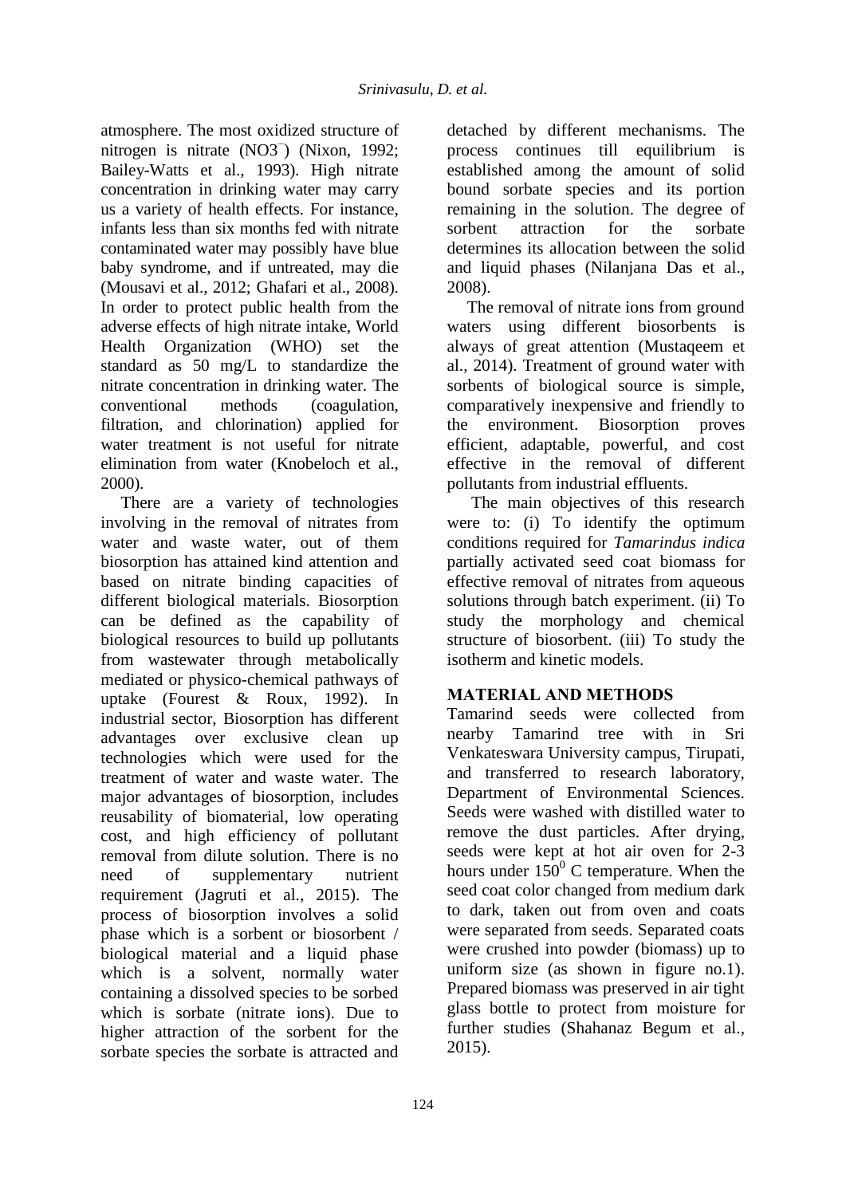atmosphere. The most oxidized structure of nitrogen is nitrate ($NO_3^-$) (Nixon, 1992; Bailey-Watts et al., 1993). High nitrate concentration in drinking water may carry us a variety of health effects. For instance, infants less than six months fed with nitrate contaminated water may possibly have blue baby syndrome, and if untreated, may die (Mousavi et al., 2012; Ghafari et al., 2008). In order to protect public health from the adverse effects of high nitrate intake, World Health Organization (WHO) set the standard as 50 mg/L to standardize the nitrate concentration in drinking water. The conventional methods (coagulation, filtration, and chlorination) applied for water treatment is not useful for nitrate elimination from water (Knobeloch et al., 2000).

There are a variety of technologies involving in the removal of nitrates from water and waste water, out of them biosorption has attained kind attention and based on nitrate binding capacities of different biological materials. Biosorption can be defined as the capability of biological resources to build up pollutants from wastewater through metabolically mediated or physico-chemical pathways of uptake (Fourest & Roux, 1992). In industrial sector, Biosorption has different advantages over exclusive clean up technologies which were used for the treatment of water and waste water. The major advantages of biosorption, includes reusability of biomaterial, low operating cost, and high efficiency of pollutant removal from dilute solution. There is no need of supplementary nutrient requirement (Jagruti et al., 2015). The process of biosorption involves a solid phase which is a sorbent or biosorbent / biological material and a liquid phase which is a solvent, normally water containing a dissolved species to be sorbed which is sorbate (nitrate ions). Due to higher attraction of the sorbent for the sorbate species the sorbate is attracted and detached by different mechanisms. The process continues till equilibrium is established among the amount of solid bound sorbate species and its portion remaining in the solution. The degree of sorbent attraction for the sorbate determines its allocation between the solid and liquid phases (Nilanjana Das et al., 2008).

The removal of nitrate ions from ground waters using different biosorbents is always of great attention (Mustaqeem et al., 2014). Treatment of ground water with sorbents of biological source is simple, comparatively inexpensive and friendly to the environment. Biosorption proves efficient, adaptable, powerful, and cost effective in the removal of different pollutants from industrial effluents.

The main objectives of this research were to: (i) To identify the optimum conditions required for *Tamarindus indica* partially activated seed coat biomass for effective removal of nitrates from aqueous solutions through batch experiment. (ii) To study the morphology and chemical structure of biosorbent. (iii) To study the isotherm and kinetic models.

## MATERIAL AND METHODS

Tamarind seeds were collected from nearby Tamarind tree with in Sri Venkateswara University campus, Tirupati, and transferred to research laboratory, Department of Environmental Sciences. Seeds were washed with distilled water to remove the dust particles. After drying, seeds were kept at hot air oven for 2-3 hours under $150^0$ C temperature. When the seed coat color changed from medium dark to dark, taken out from oven and coats were separated from seeds. Separated coats were crushed into powder (biomass) up to uniform size (as shown in figure no.1). Prepared biomass was preserved in air tight glass bottle to protect from moisture for further studies (Shahanaz Begum et al., 2015).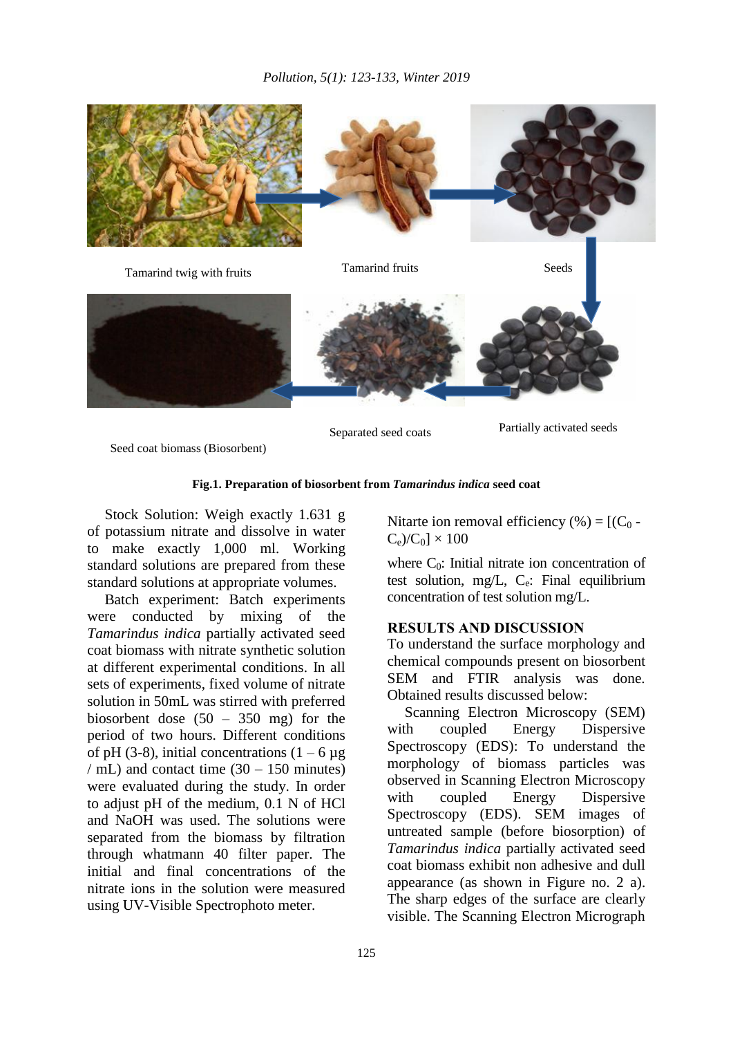Tamarind twig with fruits

Tamarind fruits

Seeds

Separated seed coats

Partially activated seeds

Seed coat biomass (Biosorbent)

**Fig.1. Preparation of biosorbent from *Tamarindus indica* seed coat**

Stock Solution: Weigh exactly 1.631 g of potassium nitrate and dissolve in water to make exactly 1,000 ml. Working standard solutions are prepared from these standard solutions at appropriate volumes.

Batch experiment: Batch experiments were conducted by mixing of the *Tamarindus indica* partially activated seed coat biomass with nitrate synthetic solution at different experimental conditions. In all sets of experiments, fixed volume of nitrate solution in 50mL was stirred with preferred biosorbent dose (50 – 350 mg) for the period of two hours. Different conditions of pH (3-8), initial concentrations (1 – 6 µg / mL) and contact time (30 – 150 minutes) were evaluated during the study. In order to adjust pH of the medium, 0.1 N of HCl and NaOH was used. The solutions were separated from the biomass by filtration through whatmann 40 filter paper. The initial and final concentrations of the nitrate ions in the solution were measured using UV-Visible Spectrophoto meter.

Nitarte ion removal efficiency (%) = $[(C_0 - C_e)/C_0] \times 100$

where $C_0$: Initial nitrate ion concentration of test solution, mg/L, $C_e$: Final equilibrium concentration of test solution mg/L.

## RESULTS AND DISCUSSION

To understand the surface morphology and chemical compounds present on biosorbent SEM and FTIR analysis was done. Obtained results discussed below:

Scanning Electron Microscopy (SEM) with coupled Energy Dispersive Spectroscopy (EDS): To understand the morphology of biomass particles was observed in Scanning Electron Microscopy with coupled Energy Dispersive Spectroscopy (EDS). SEM images of untreated sample (before biosorption) of *Tamarindus indica* partially activated seed coat biomass exhibit non adhesive and dull appearance (as shown in Figure no. 2 a). The sharp edges of the surface are clearly visible. The Scanning Electron Micrograph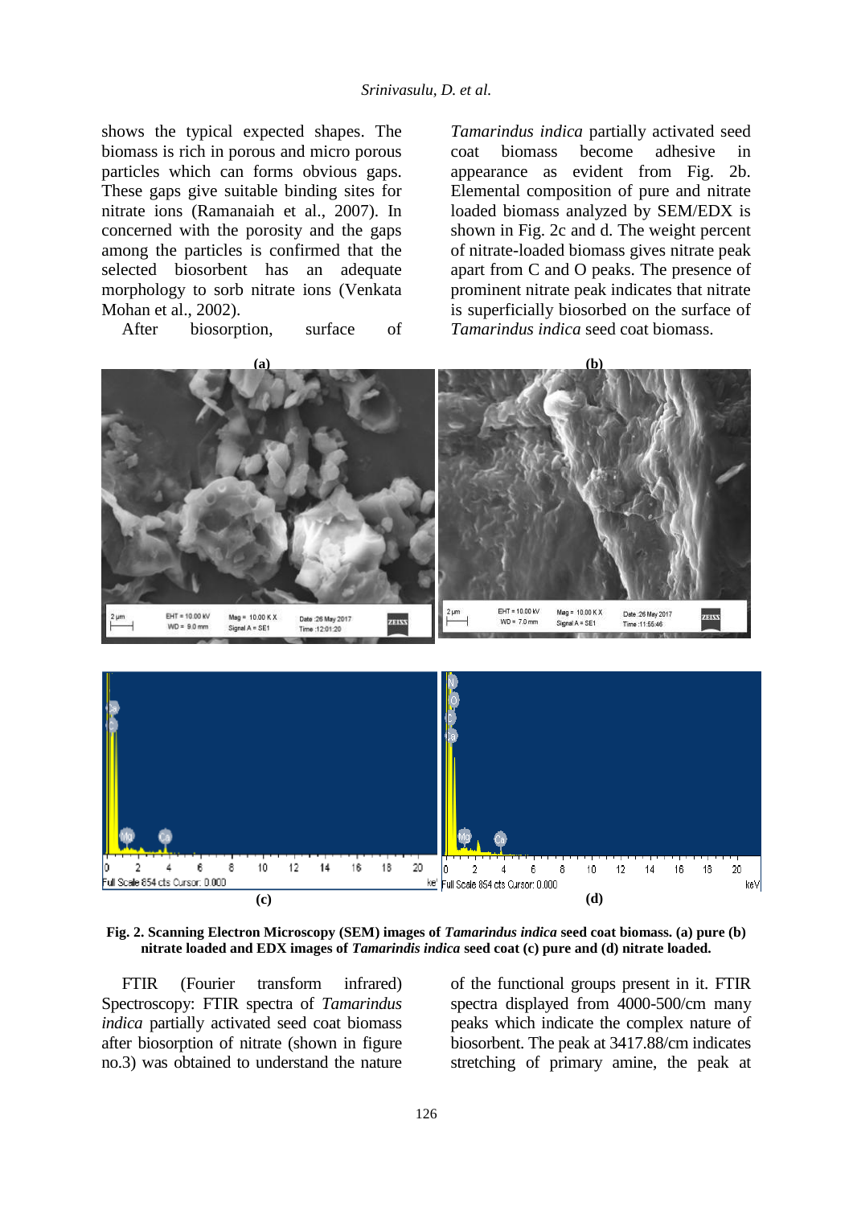shows the typical expected shapes. The biomass is rich in porous and micro porous particles which can forms obvious gaps. These gaps give suitable binding sites for nitrate ions (Ramanaiah et al., 2007). In concerned with the porosity and the gaps among the particles is confirmed that the selected biosorbent has an adequate morphology to sorb nitrate ions (Venkata Mohan et al., 2002).

After biosorption, surface of *Tamarindus indica* partially activated seed coat biomass become adhesive in appearance as evident from Fig. 2b. Elemental composition of pure and nitrate loaded biomass analyzed by SEM/EDX is shown in Fig. 2c and d. The weight percent of nitrate-loaded biomass gives nitrate peak apart from C and O peaks. The presence of prominent nitrate peak indicates that nitrate is superficially biosorbed on the surface of *Tamarindus indica* seed coat biomass.

**Fig. 2. Scanning Electron Microscopy (SEM) images of *Tamarindus indica* seed coat biomass. (a) pure (b) nitrate loaded and EDX images of *Tamarindis indica* seed coat (c) pure and (d) nitrate loaded.**

FTIR (Fourier transform infrared) Spectroscopy: FTIR spectra of *Tamarindus indica* partially activated seed coat biomass after biosorption of nitrate (shown in figure no.3) was obtained to understand the nature of the functional groups present in it. FTIR spectra displayed from 4000-500/cm many peaks which indicate the complex nature of biosorbent. The peak at 3417.88/cm indicates stretching of primary amine, the peak at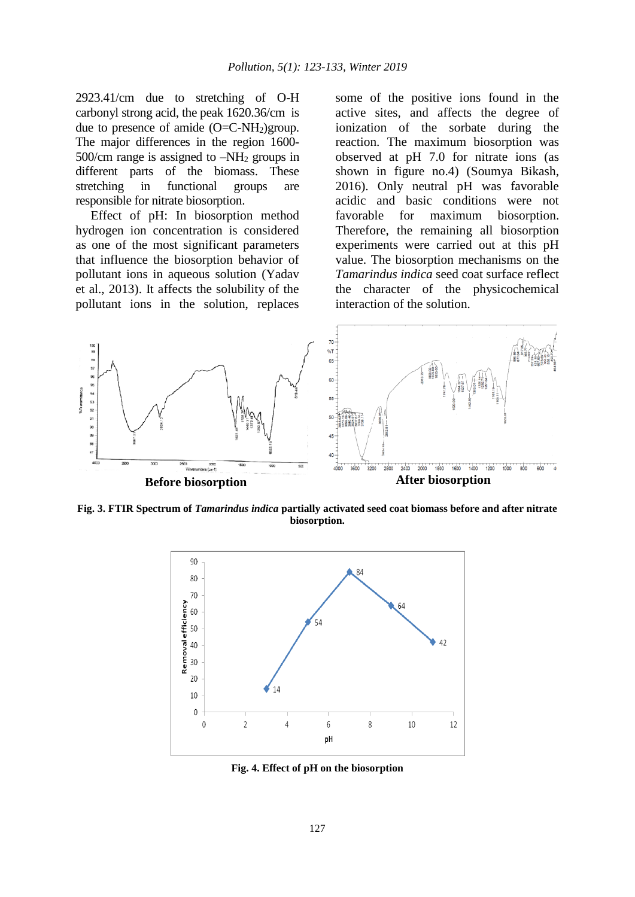2923.41/cm due to stretching of O-H carbonyl strong acid, the peak 1620.36/cm is due to presence of amide ($O=C-NH_2$)group. The major differences in the region 1600-500/cm range is assigned to $-NH_2$ groups in different parts of the biomass. These stretching in functional groups are responsible for nitrate biosorption.

Effect of pH: In biosorption method hydrogen ion concentration is considered as one of the most significant parameters that influence the biosorption behavior of pollutant ions in aqueous solution (Yadav et al., 2013). It affects the solubility of the pollutant ions in the solution, replaces some of the positive ions found in the active sites, and affects the degree of ionization of the sorbate during the reaction. The maximum biosorption was observed at pH 7.0 for nitrate ions (as shown in figure no.4) (Soumya Bikash, 2016). Only neutral pH was favorable acidic and basic conditions were not favorable for maximum biosorption. Therefore, the remaining all biosorption experiments were carried out at this pH value. The biosorption mechanisms on the *Tamarindus indica* seed coat surface reflect the character of the physicochemical interaction of the solution.

**Before biosorption** **After biosorption**

**Fig. 3. FTIR Spectrum of *Tamarindus indica* partially activated seed coat biomass before and after nitrate biosorption.**

**Fig. 4. Effect of pH on the biosorption**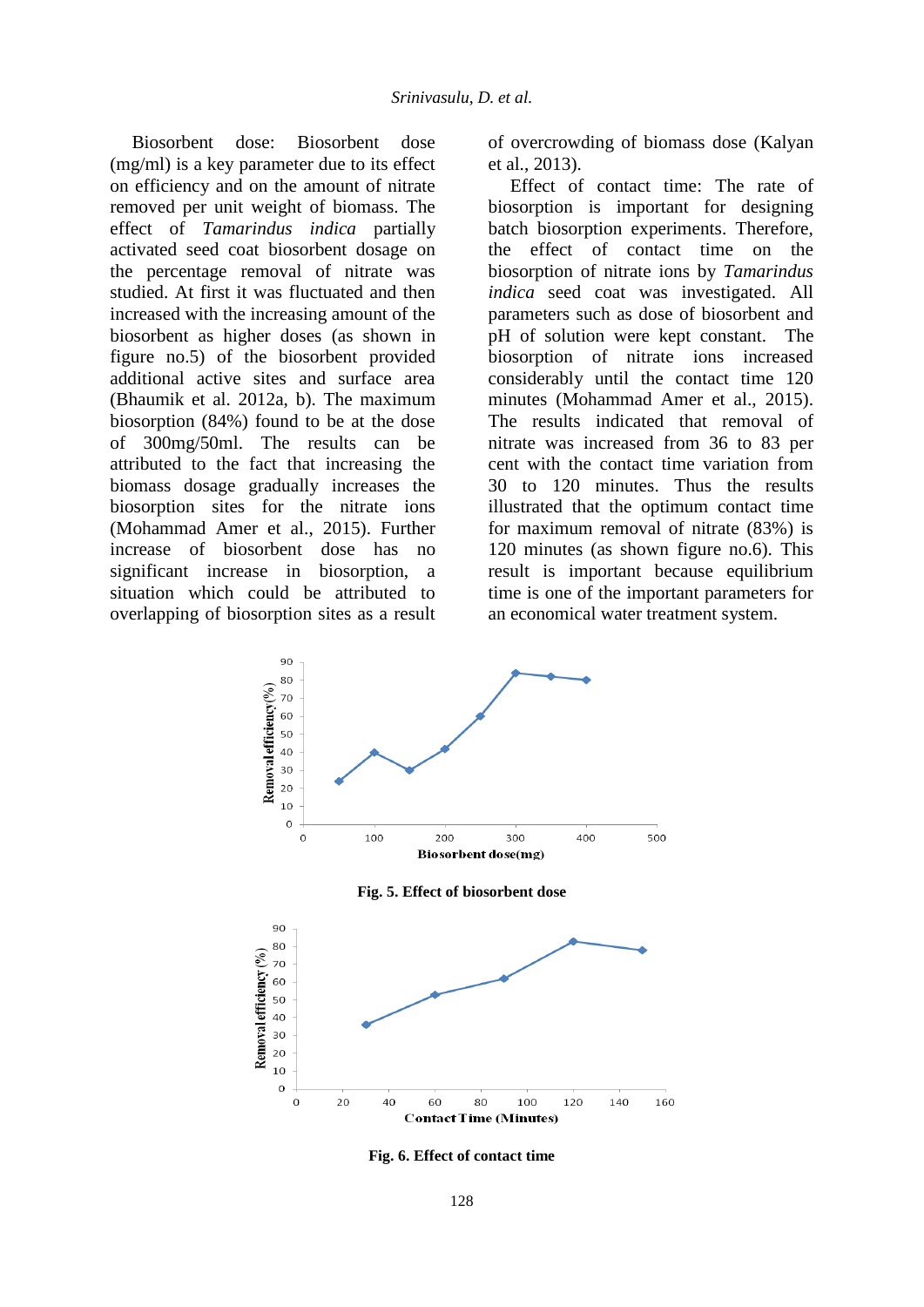Biosorbent dose: Biosorbent dose (mg/ml) is a key parameter due to its effect on efficiency and on the amount of nitrate removed per unit weight of biomass. The effect of *Tamarindus indica* partially activated seed coat biosorbent dosage on the percentage removal of nitrate was studied. At first it was fluctuated and then increased with the increasing amount of the biosorbent as higher doses (as shown in figure no.5) of the biosorbent provided additional active sites and surface area (Bhaumik et al. 2012a, b). The maximum biosorption (84%) found to be at the dose of 300mg/50ml. The results can be attributed to the fact that increasing the biomass dosage gradually increases the biosorption sites for the nitrate ions (Mohammad Amer et al., 2015). Further increase of biosorbent dose has no significant increase in biosorption, a situation which could be attributed to overlapping of biosorption sites as a result of overcrowding of biomass dose (Kalyan et al., 2013).

Effect of contact time: The rate of biosorption is important for designing batch biosorption experiments. Therefore, the effect of contact time on the biosorption of nitrate ions by *Tamarindus indica* seed coat was investigated. All parameters such as dose of biosorbent and pH of solution were kept constant. The biosorption of nitrate ions increased considerably until the contact time 120 minutes (Mohammad Amer et al., 2015). The results indicated that removal of nitrate was increased from 36 to 83 per cent with the contact time variation from 30 to 120 minutes. Thus the results illustrated that the optimum contact time for maximum removal of nitrate (83%) is 120 minutes (as shown figure no.6). This result is important because equilibrium time is one of the important parameters for an economical water treatment system.

**Fig. 5. Effect of biosorbent dose**

**Fig. 6. Effect of contact time**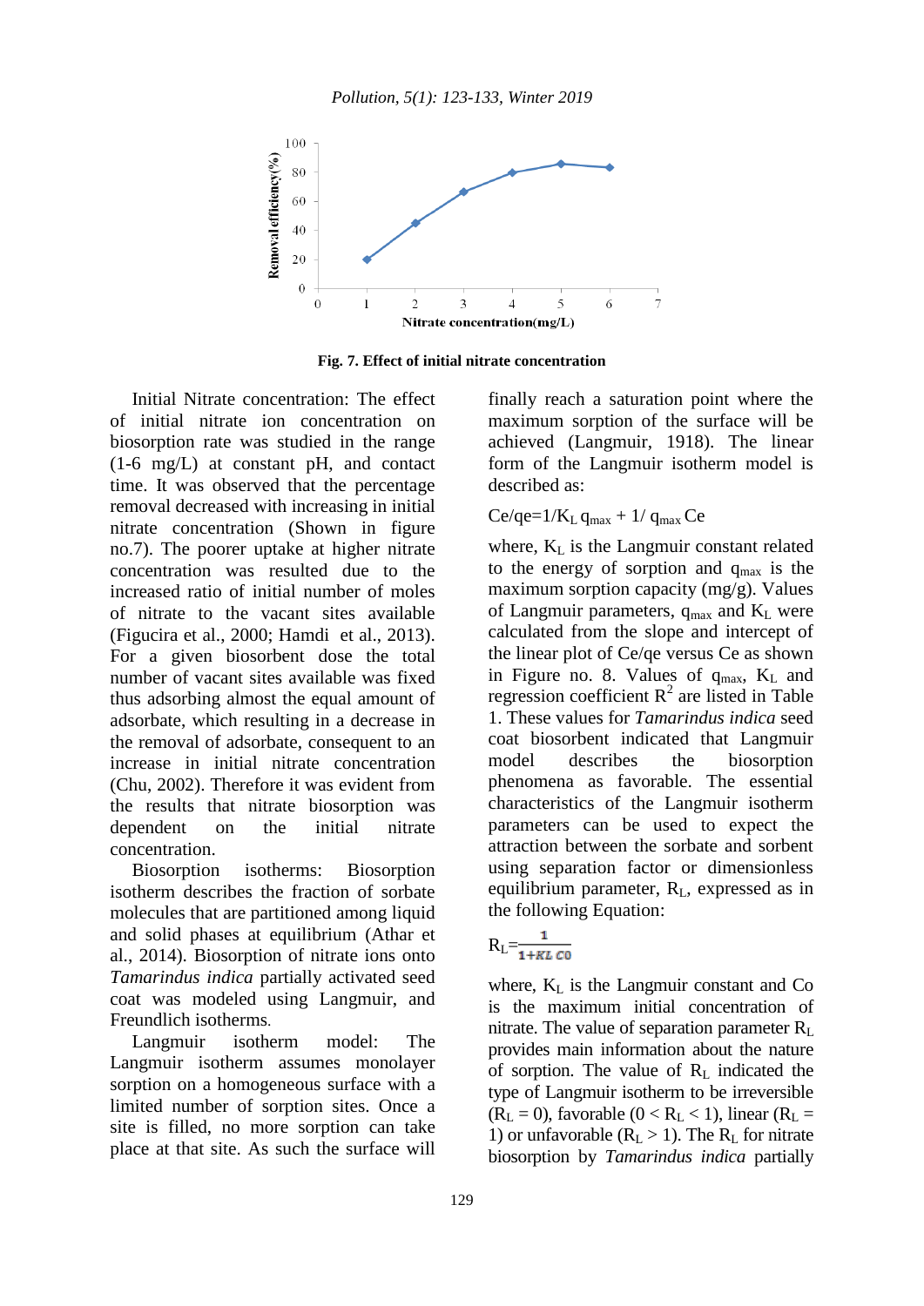Fig. 7. Effect of initial nitrate concentration

Initial Nitrate concentration: The effect of initial nitrate ion concentration on biosorption rate was studied in the range (1-6 mg/L) at constant pH, and contact time. It was observed that the percentage removal decreased with increasing in initial nitrate concentration (Shown in figure no.7). The poorer uptake at higher nitrate concentration was resulted due to the increased ratio of initial number of moles of nitrate to the vacant sites available (Figucira et al., 2000; Hamdi et al., 2013). For a given biosorbent dose the total number of vacant sites available was fixed thus adsorbing almost the equal amount of adsorbate, which resulting in a decrease in the removal of adsorbate, consequent to an increase in initial nitrate concentration (Chu, 2002). Therefore it was evident from the results that nitrate biosorption was dependent on the initial nitrate concentration.

Biosorption isotherms: Biosorption isotherm describes the fraction of sorbate molecules that are partitioned among liquid and solid phases at equilibrium (Athar et al., 2014). Biosorption of nitrate ions onto *Tamarindus indica* partially activated seed coat was modeled using Langmuir, and Freundlich isotherms.

Langmuir isotherm model: The Langmuir isotherm assumes monolayer sorption on a homogeneous surface with a limited number of sorption sites. Once a site is filled, no more sorption can take place at that site. As such the surface will finally reach a saturation point where the maximum sorption of the surface will be achieved (Langmuir, 1918). The linear form of the Langmuir isotherm model is described as:

$$Ce/qe = 1/K_L\, q_{max} + 1/\, q_{max}\, Ce$$

where, $K_L$ is the Langmuir constant related to the energy of sorption and $q_{max}$ is the maximum sorption capacity (mg/g). Values of Langmuir parameters, $q_{max}$ and $K_L$ were calculated from the slope and intercept of the linear plot of Ce/qe versus Ce as shown in Figure no. 8. Values of $q_{max}$, $K_L$ and regression coefficient $R^2$ are listed in Table 1. These values for *Tamarindus indica* seed coat biosorbent indicated that Langmuir model describes the biosorption phenomena as favorable. The essential characteristics of the Langmuir isotherm parameters can be used to expect the attraction between the sorbate and sorbent using separation factor or dimensionless equilibrium parameter, $R_L$, expressed as in the following Equation:

$$R_L = \frac{1}{1 + K_L\, C_0}$$

where, $K_L$ is the Langmuir constant and Co is the maximum initial concentration of nitrate. The value of separation parameter $R_L$ provides main information about the nature of sorption. The value of $R_L$ indicated the type of Langmuir isotherm to be irreversible ($R_L = 0$), favorable ($0 < R_L < 1$), linear ($R_L = 1$) or unfavorable ($R_L > 1$). The $R_L$ for nitrate biosorption by *Tamarindus indica* partially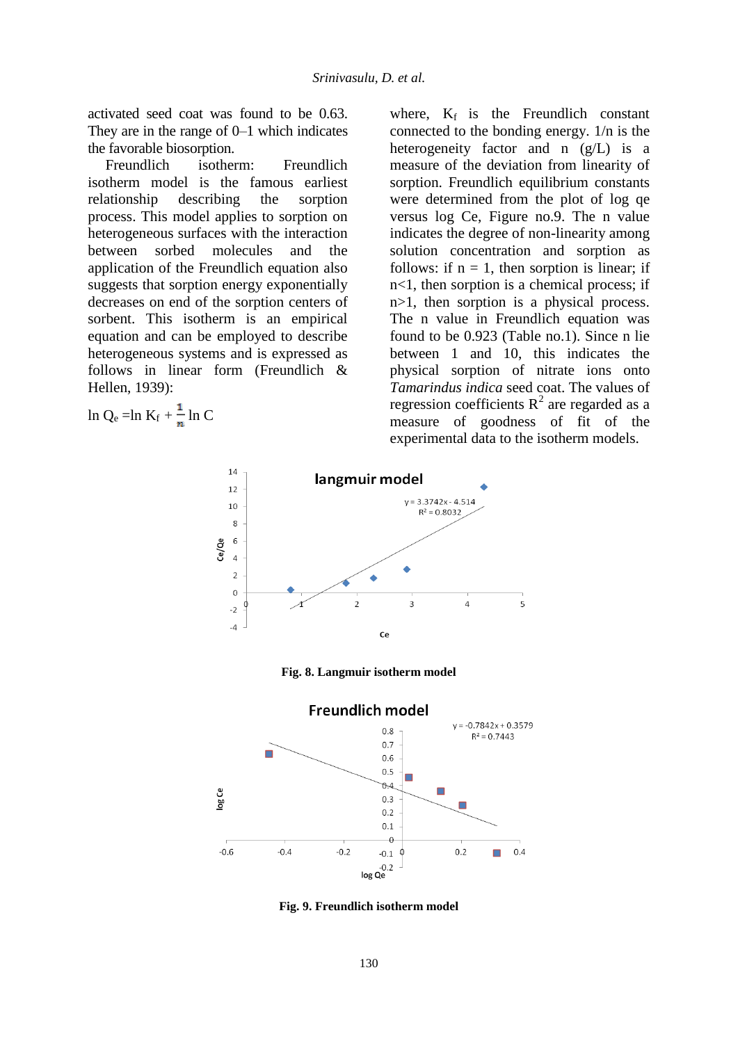activated seed coat was found to be 0.63. They are in the range of 0–1 which indicates the favorable biosorption.

Freundlich isotherm: Freundlich isotherm model is the famous earliest relationship describing the sorption process. This model applies to sorption on heterogeneous surfaces with the interaction between sorbed molecules and the application of the Freundlich equation also suggests that sorption energy exponentially decreases on end of the sorption centers of sorbent. This isotherm is an empirical equation and can be employed to describe heterogeneous systems and is expressed as follows in linear form (Freundlich & Hellen, 1939):

$$\ln Q_e = \ln K_f + \frac{1}{n} \ln C$$

where, $K_f$ is the Freundlich constant connected to the bonding energy. 1/n is the heterogeneity factor and n (g/L) is a measure of the deviation from linearity of sorption. Freundlich equilibrium constants were determined from the plot of log qe versus log Ce, Figure no.9. The n value indicates the degree of non-linearity among solution concentration and sorption as follows: if n = 1, then sorption is linear; if n<1, then sorption is a chemical process; if n>1, then sorption is a physical process. The n value in Freundlich equation was found to be 0.923 (Table no.1). Since n lie between 1 and 10, this indicates the physical sorption of nitrate ions onto *Tamarindus indica* seed coat. The values of regression coefficients $R^2$ are regarded as a measure of goodness of fit of the experimental data to the isotherm models.

**Fig. 8. Langmuir isotherm model**

**Fig. 9. Freundlich isotherm model**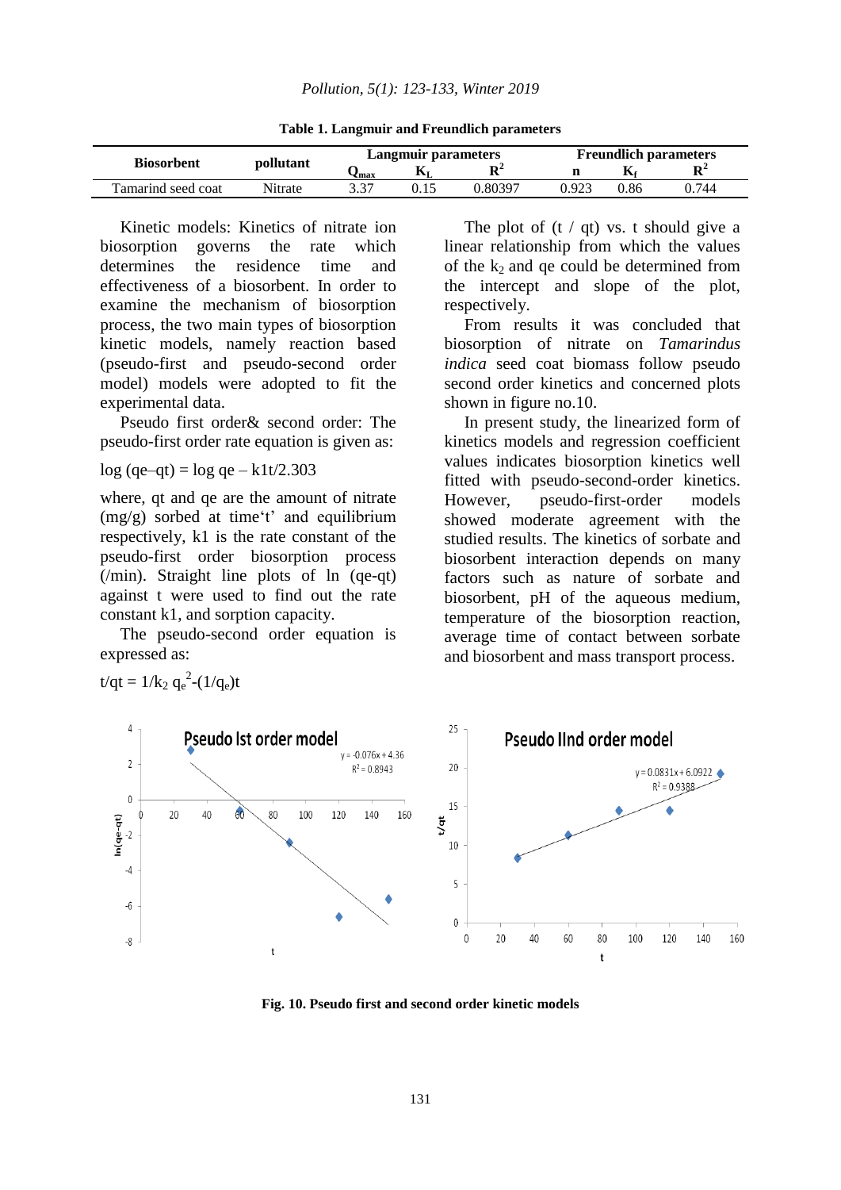**Table 1. Langmuir and Freundlich parameters**

| Biosorbent | pollutant | Langmuir parameters | | | Freundlich parameters | | |
|---|---|---|---|---|---|---|---|
| | | $Q_{max}$ | $K_L$ | $R^2$ | n | $K_f$ | $R^2$ |
| Tamarind seed coat | Nitrate | 3.37 | 0.15 | 0.80397 | 0.923 | 0.86 | 0.744 |

Kinetic models: Kinetics of nitrate ion biosorption governs the rate which determines the residence time and effectiveness of a biosorbent. In order to examine the mechanism of biosorption process, the two main types of biosorption kinetic models, namely reaction based (pseudo-first and pseudo-second order model) models were adopted to fit the experimental data.

Pseudo first order& second order: The pseudo-first order rate equation is given as:

$$\log (qe–qt) = \log qe – k1t/2.303$$

where, qt and qe are the amount of nitrate (mg/g) sorbed at time't' and equilibrium respectively, k1 is the rate constant of the pseudo-first order biosorption process (/min). Straight line plots of ln (qe-qt) against t were used to find out the rate constant k1, and sorption capacity.

The pseudo-second order equation is expressed as:

$$t/qt = 1/k_2 \, q_e^{2} - (1/q_e)t$$

The plot of (t / qt) vs. t should give a linear relationship from which the values of the $k_2$ and qe could be determined from the intercept and slope of the plot, respectively.

From results it was concluded that biosorption of nitrate on *Tamarindus indica* seed coat biomass follow pseudo second order kinetics and concerned plots shown in figure no.10.

In present study, the linearized form of kinetics models and regression coefficient values indicates biosorption kinetics well fitted with pseudo-second-order kinetics. However, pseudo-first-order models showed moderate agreement with the studied results. The kinetics of sorbate and biosorbent interaction depends on many factors such as nature of sorbate and biosorbent, pH of the aqueous medium, temperature of the biosorption reaction, average time of contact between sorbate and biosorbent and mass transport process.

**Fig. 10. Pseudo first and second order kinetic models**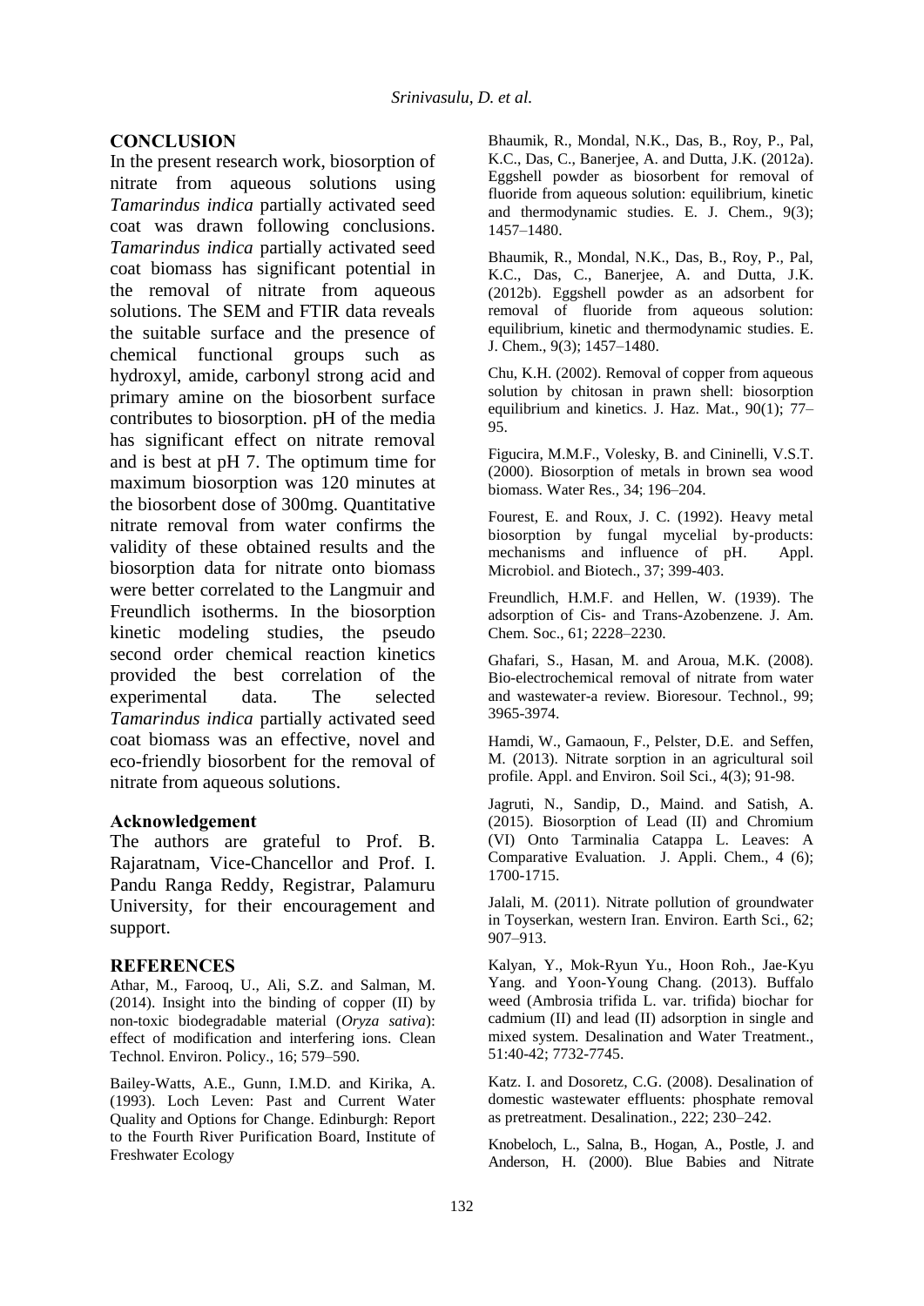## CONCLUSION

In the present research work, biosorption of nitrate from aqueous solutions using *Tamarindus indica* partially activated seed coat was drawn following conclusions. *Tamarindus indica* partially activated seed coat biomass has significant potential in the removal of nitrate from aqueous solutions. The SEM and FTIR data reveals the suitable surface and the presence of chemical functional groups such as hydroxyl, amide, carbonyl strong acid and primary amine on the biosorbent surface contributes to biosorption. pH of the media has significant effect on nitrate removal and is best at pH 7. The optimum time for maximum biosorption was 120 minutes at the biosorbent dose of 300mg. Quantitative nitrate removal from water confirms the validity of these obtained results and the biosorption data for nitrate onto biomass were better correlated to the Langmuir and Freundlich isotherms. In the biosorption kinetic modeling studies, the pseudo second order chemical reaction kinetics provided the best correlation of the experimental data. The selected *Tamarindus indica* partially activated seed coat biomass was an effective, novel and eco-friendly biosorbent for the removal of nitrate from aqueous solutions.

### Acknowledgement

The authors are grateful to Prof. B. Rajaratnam, Vice-Chancellor and Prof. I. Pandu Ranga Reddy, Registrar, Palamuru University, for their encouragement and support.

## REFERENCES

Athar, M., Farooq, U., Ali, S.Z. and Salman, M. (2014). Insight into the binding of copper (II) by non-toxic biodegradable material (*Oryza sativa*): effect of modification and interfering ions. Clean Technol. Environ. Policy., 16; 579–590.

Bailey-Watts, A.E., Gunn, I.M.D. and Kirika, A. (1993). Loch Leven: Past and Current Water Quality and Options for Change. Edinburgh: Report to the Fourth River Purification Board, Institute of Freshwater Ecology

Bhaumik, R., Mondal, N.K., Das, B., Roy, P., Pal, K.C., Das, C., Banerjee, A. and Dutta, J.K. (2012a). Eggshell powder as biosorbent for removal of fluoride from aqueous solution: equilibrium, kinetic and thermodynamic studies. E. J. Chem., 9(3); 1457–1480.

Bhaumik, R., Mondal, N.K., Das, B., Roy, P., Pal, K.C., Das, C., Banerjee, A. and Dutta, J.K. (2012b). Eggshell powder as an adsorbent for removal of fluoride from aqueous solution: equilibrium, kinetic and thermodynamic studies. E. J. Chem., 9(3); 1457–1480.

Chu, K.H. (2002). Removal of copper from aqueous solution by chitosan in prawn shell: biosorption equilibrium and kinetics. J. Haz. Mat., 90(1); 77–95.

Figucira, M.M.F., Volesky, B. and Cininelli, V.S.T. (2000). Biosorption of metals in brown sea wood biomass. Water Res., 34; 196–204.

Fourest, E. and Roux, J. C. (1992). Heavy metal biosorption by fungal mycelial by-products: mechanisms and influence of pH. Appl. Microbiol. and Biotech., 37; 399-403.

Freundlich, H.M.F. and Hellen, W. (1939). The adsorption of Cis- and Trans-Azobenzene. J. Am. Chem. Soc., 61; 2228–2230.

Ghafari, S., Hasan, M. and Aroua, M.K. (2008). Bio-electrochemical removal of nitrate from water and wastewater-a review. Bioresour. Technol., 99; 3965-3974.

Hamdi, W., Gamaoun, F., Pelster, D.E. and Seffen, M. (2013). Nitrate sorption in an agricultural soil profile. Appl. and Environ. Soil Sci., 4(3); 91-98.

Jagruti, N., Sandip, D., Maind. and Satish, A. (2015). Biosorption of Lead (II) and Chromium (VI) Onto Tarminalia Catappa L. Leaves: A Comparative Evaluation. J. Appli. Chem., 4 (6); 1700-1715.

Jalali, M. (2011). Nitrate pollution of groundwater in Toyserkan, western Iran. Environ. Earth Sci., 62; 907–913.

Kalyan, Y., Mok-Ryun Yu., Hoon Roh., Jae-Kyu Yang. and Yoon-Young Chang. (2013). Buffalo weed (Ambrosia trifida L. var. trifida) biochar for cadmium (II) and lead (II) adsorption in single and mixed system. Desalination and Water Treatment., 51:40-42; 7732-7745.

Katz. I. and Dosoretz, C.G. (2008). Desalination of domestic wastewater effluents: phosphate removal as pretreatment. Desalination., 222; 230–242.

Knobeloch, L., Salna, B., Hogan, A., Postle, J. and Anderson, H. (2000). Blue Babies and Nitrate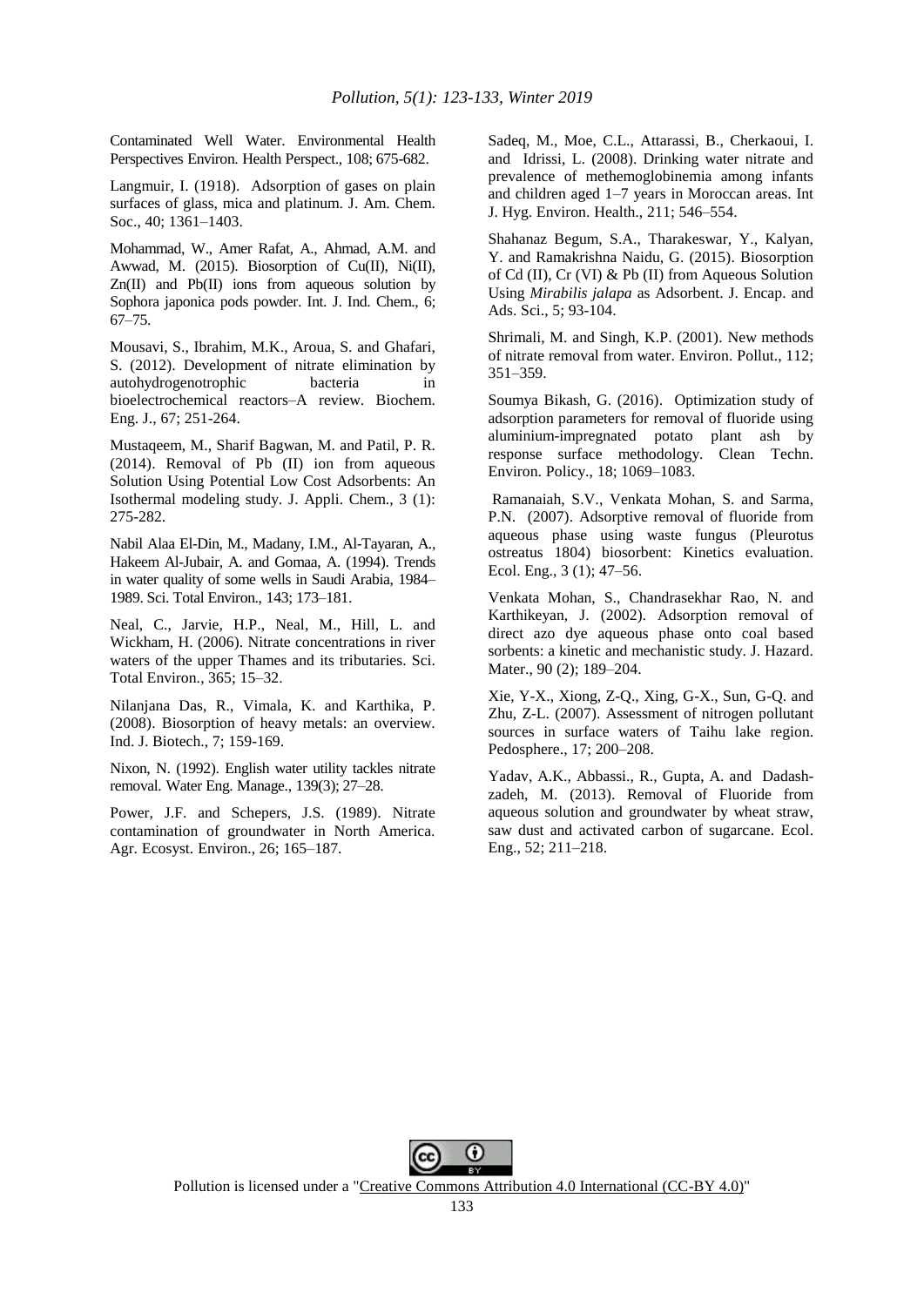Contaminated Well Water. Environmental Health Perspectives Environ. Health Perspect., 108; 675-682.

Langmuir, I. (1918). Adsorption of gases on plain surfaces of glass, mica and platinum. J. Am. Chem. Soc., 40; 1361–1403.

Mohammad, W., Amer Rafat, A., Ahmad, A.M. and Awwad, M. (2015). Biosorption of Cu(II), Ni(II), Zn(II) and Pb(II) ions from aqueous solution by Sophora japonica pods powder. Int. J. Ind. Chem., 6; 67–75.

Mousavi, S., Ibrahim, M.K., Aroua, S. and Ghafari, S. (2012). Development of nitrate elimination by autohydrogenotrophic bacteria in bioelectrochemical reactors–A review. Biochem. Eng. J., 67; 251-264.

Mustaqeem, M., Sharif Bagwan, M. and Patil, P. R. (2014). Removal of Pb (II) ion from aqueous Solution Using Potential Low Cost Adsorbents: An Isothermal modeling study. J. Appli. Chem., 3 (1): 275-282.

Nabil Alaa El-Din, M., Madany, I.M., Al-Tayaran, A., Hakeem Al-Jubair, A. and Gomaa, A. (1994). Trends in water quality of some wells in Saudi Arabia, 1984–1989. Sci. Total Environ., 143; 173–181.

Neal, C., Jarvie, H.P., Neal, M., Hill, L. and Wickham, H. (2006). Nitrate concentrations in river waters of the upper Thames and its tributaries. Sci. Total Environ., 365; 15–32.

Nilanjana Das, R., Vimala, K. and Karthika, P. (2008). Biosorption of heavy metals: an overview. Ind. J. Biotech., 7; 159-169.

Nixon, N. (1992). English water utility tackles nitrate removal. Water Eng. Manage., 139(3); 27–28.

Power, J.F. and Schepers, J.S. (1989). Nitrate contamination of groundwater in North America. Agr. Ecosyst. Environ., 26; 165–187.

Sadeq, M., Moe, C.L., Attarassi, B., Cherkaoui, I. and Idrissi, L. (2008). Drinking water nitrate and prevalence of methemoglobinemia among infants and children aged 1–7 years in Moroccan areas. Int J. Hyg. Environ. Health., 211; 546–554.

Shahanaz Begum, S.A., Tharakeswar, Y., Kalyan, Y. and Ramakrishna Naidu, G. (2015). Biosorption of Cd (II), Cr (VI) & Pb (II) from Aqueous Solution Using *Mirabilis jalapa* as Adsorbent. J. Encap. and Ads. Sci., 5; 93-104.

Shrimali, M. and Singh, K.P. (2001). New methods of nitrate removal from water. Environ. Pollut., 112; 351–359.

Soumya Bikash, G. (2016). Optimization study of adsorption parameters for removal of fluoride using aluminium-impregnated potato plant ash by response surface methodology. Clean Techn. Environ. Policy., 18; 1069–1083.

Ramanaiah, S.V., Venkata Mohan, S. and Sarma, P.N. (2007). Adsorptive removal of fluoride from aqueous phase using waste fungus (Pleurotus ostreatus 1804) biosorbent: Kinetics evaluation. Ecol. Eng., 3 (1); 47–56.

Venkata Mohan, S., Chandrasekhar Rao, N. and Karthikeyan, J. (2002). Adsorption removal of direct azo dye aqueous phase onto coal based sorbents: a kinetic and mechanistic study. J. Hazard. Mater., 90 (2); 189–204.

Xie, Y-X., Xiong, Z-Q., Xing, G-X., Sun, G-Q. and Zhu, Z-L. (2007). Assessment of nitrogen pollutant sources in surface waters of Taihu lake region. Pedosphere., 17; 200–208.

Yadav, A.K., Abbassi., R., Gupta, A. and Dadash-zadeh, M. (2013). Removal of Fluoride from aqueous solution and groundwater by wheat straw, saw dust and activated carbon of sugarcane. Ecol. Eng., 52; 211–218.

Pollution is licensed under a "Creative Commons Attribution 4.0 International (CC-BY 4.0)"